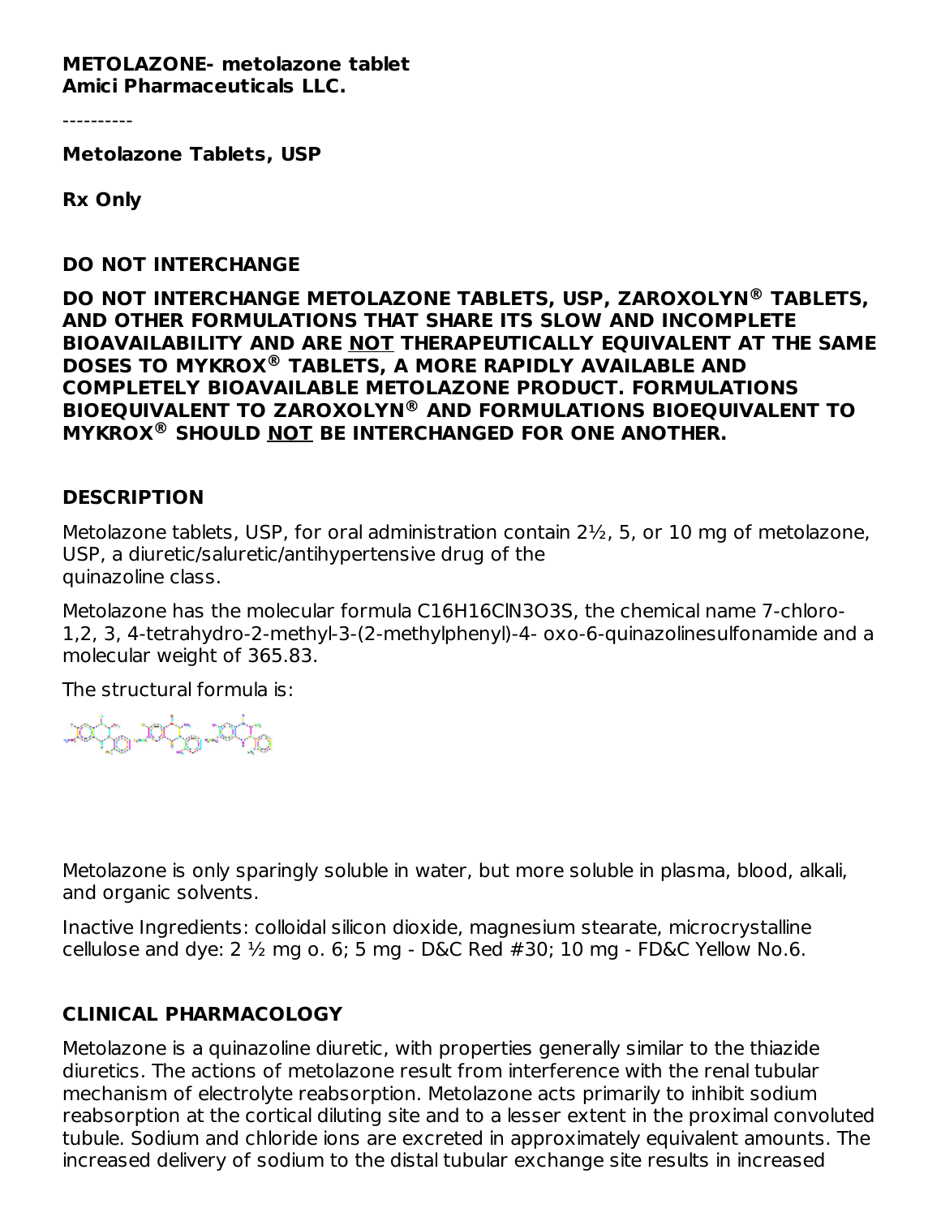**METOLAZONE- metolazone tablet**
**Amici Pharmaceuticals LLC.**

----------

**Metolazone Tablets, USP**

**Rx Only**

**DO NOT INTERCHANGE**

**DO NOT INTERCHANGE METOLAZONE TABLETS, USP, ZAROXOLYN® TABLETS, AND OTHER FORMULATIONS THAT SHARE ITS SLOW AND INCOMPLETE BIOAVAILABILITY AND ARE NOT THERAPEUTICALLY EQUIVALENT AT THE SAME DOSES TO MYKROX® TABLETS, A MORE RAPIDLY AVAILABLE AND COMPLETELY BIOAVAILABLE METOLAZONE PRODUCT. FORMULATIONS BIOEQUIVALENT TO ZAROXOLYN® AND FORMULATIONS BIOEQUIVALENT TO MYKROX® SHOULD NOT BE INTERCHANGED FOR ONE ANOTHER.**

## DESCRIPTION

Metolazone tablets, USP, for oral administration contain 2½, 5, or 10 mg of metolazone, USP, a diuretic/saluretic/antihypertensive drug of the quinazoline class.

Metolazone has the molecular formula $C_{16}H_{16}ClN_3O_3S$, the chemical name 7-chloro-1,2, 3, 4-tetrahydro-2-methyl-3-(2-methylphenyl)-4- oxo-6-quinazolinesulfonamide and a molecular weight of 365.83.

The structural formula is:

Metolazone is only sparingly soluble in water, but more soluble in plasma, blood, alkali, and organic solvents.

Inactive Ingredients: colloidal silicon dioxide, magnesium stearate, microcrystalline cellulose and dye: 2 ½ mg o. 6; 5 mg - D&C Red #30; 10 mg - FD&C Yellow No.6.

## CLINICAL PHARMACOLOGY

Metolazone is a quinazoline diuretic, with properties generally similar to the thiazide diuretics. The actions of metolazone result from interference with the renal tubular mechanism of electrolyte reabsorption. Metolazone acts primarily to inhibit sodium reabsorption at the cortical diluting site and to a lesser extent in the proximal convoluted tubule. Sodium and chloride ions are excreted in approximately equivalent amounts. The increased delivery of sodium to the distal tubular exchange site results in increased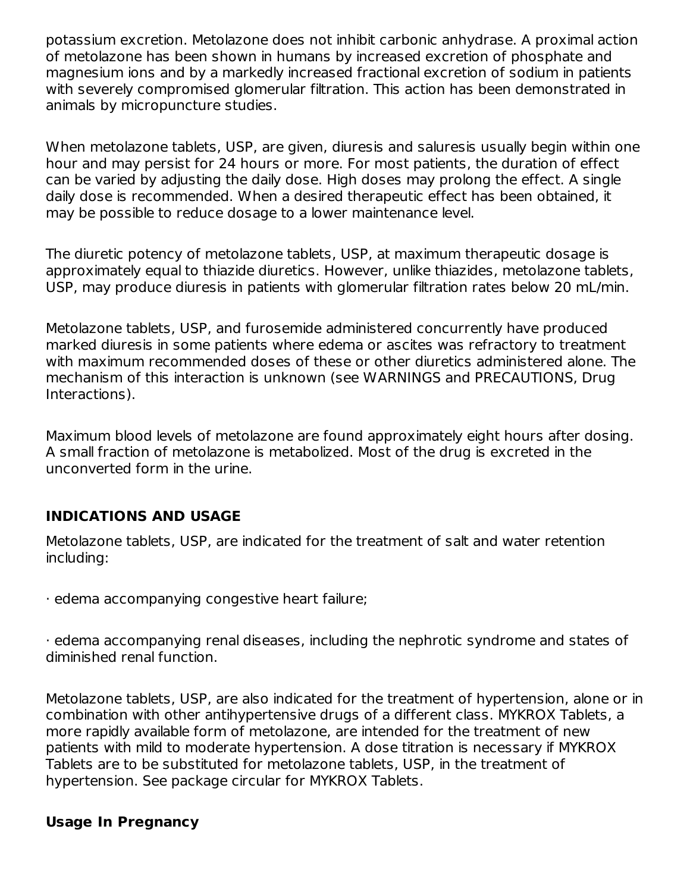potassium excretion. Metolazone does not inhibit carbonic anhydrase. A proximal action of metolazone has been shown in humans by increased excretion of phosphate and magnesium ions and by a markedly increased fractional excretion of sodium in patients with severely compromised glomerular filtration. This action has been demonstrated in animals by micropuncture studies.

When metolazone tablets, USP, are given, diuresis and saluresis usually begin within one hour and may persist for 24 hours or more. For most patients, the duration of effect can be varied by adjusting the daily dose. High doses may prolong the effect. A single daily dose is recommended. When a desired therapeutic effect has been obtained, it may be possible to reduce dosage to a lower maintenance level.

The diuretic potency of metolazone tablets, USP, at maximum therapeutic dosage is approximately equal to thiazide diuretics. However, unlike thiazides, metolazone tablets, USP, may produce diuresis in patients with glomerular filtration rates below 20 mL/min.

Metolazone tablets, USP, and furosemide administered concurrently have produced marked diuresis in some patients where edema or ascites was refractory to treatment with maximum recommended doses of these or other diuretics administered alone. The mechanism of this interaction is unknown (see WARNINGS and PRECAUTIONS, Drug Interactions).

Maximum blood levels of metolazone are found approximately eight hours after dosing. A small fraction of metolazone is metabolized. Most of the drug is excreted in the unconverted form in the urine.

## INDICATIONS AND USAGE

Metolazone tablets, USP, are indicated for the treatment of salt and water retention including:

· edema accompanying congestive heart failure;

· edema accompanying renal diseases, including the nephrotic syndrome and states of diminished renal function.

Metolazone tablets, USP, are also indicated for the treatment of hypertension, alone or in combination with other antihypertensive drugs of a different class. MYKROX Tablets, a more rapidly available form of metolazone, are intended for the treatment of new patients with mild to moderate hypertension. A dose titration is necessary if MYKROX Tablets are to be substituted for metolazone tablets, USP, in the treatment of hypertension. See package circular for MYKROX Tablets.

### Usage In Pregnancy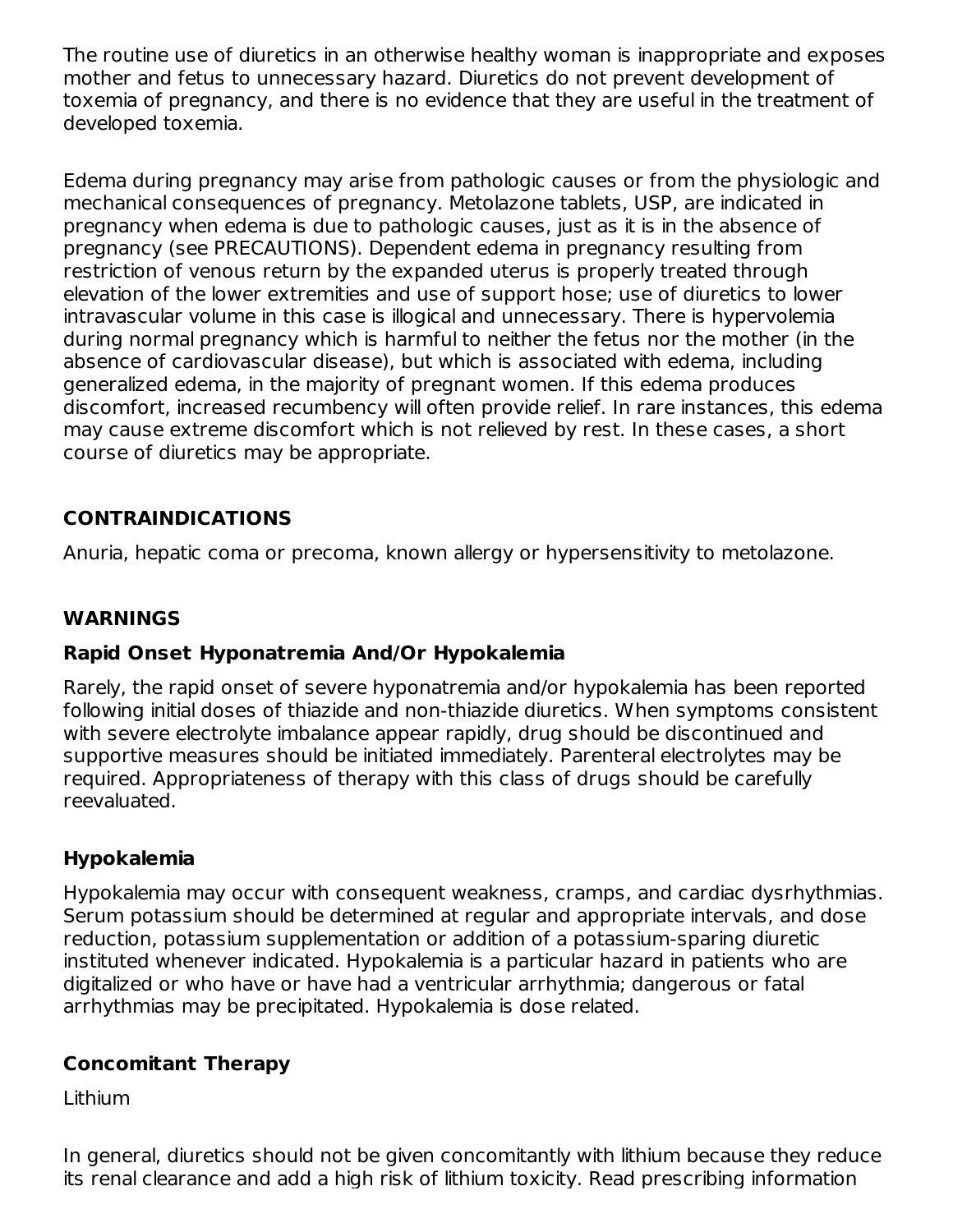The routine use of diuretics in an otherwise healthy woman is inappropriate and exposes mother and fetus to unnecessary hazard. Diuretics do not prevent development of toxemia of pregnancy, and there is no evidence that they are useful in the treatment of developed toxemia.

Edema during pregnancy may arise from pathologic causes or from the physiologic and mechanical consequences of pregnancy. Metolazone tablets, USP, are indicated in pregnancy when edema is due to pathologic causes, just as it is in the absence of pregnancy (see PRECAUTIONS). Dependent edema in pregnancy resulting from restriction of venous return by the expanded uterus is properly treated through elevation of the lower extremities and use of support hose; use of diuretics to lower intravascular volume in this case is illogical and unnecessary. There is hypervolemia during normal pregnancy which is harmful to neither the fetus nor the mother (in the absence of cardiovascular disease), but which is associated with edema, including generalized edema, in the majority of pregnant women. If this edema produces discomfort, increased recumbency will often provide relief. In rare instances, this edema may cause extreme discomfort which is not relieved by rest. In these cases, a short course of diuretics may be appropriate.

## CONTRAINDICATIONS

Anuria, hepatic coma or precoma, known allergy or hypersensitivity to metolazone.

## WARNINGS

### Rapid Onset Hyponatremia And/Or Hypokalemia

Rarely, the rapid onset of severe hyponatremia and/or hypokalemia has been reported following initial doses of thiazide and non-thiazide diuretics. When symptoms consistent with severe electrolyte imbalance appear rapidly, drug should be discontinued and supportive measures should be initiated immediately. Parenteral electrolytes may be required. Appropriateness of therapy with this class of drugs should be carefully reevaluated.

### Hypokalemia

Hypokalemia may occur with consequent weakness, cramps, and cardiac dysrhythmias. Serum potassium should be determined at regular and appropriate intervals, and dose reduction, potassium supplementation or addition of a potassium-sparing diuretic instituted whenever indicated. Hypokalemia is a particular hazard in patients who are digitalized or who have or have had a ventricular arrhythmia; dangerous or fatal arrhythmias may be precipitated. Hypokalemia is dose related.

### Concomitant Therapy

Lithium

In general, diuretics should not be given concomitantly with lithium because they reduce its renal clearance and add a high risk of lithium toxicity. Read prescribing information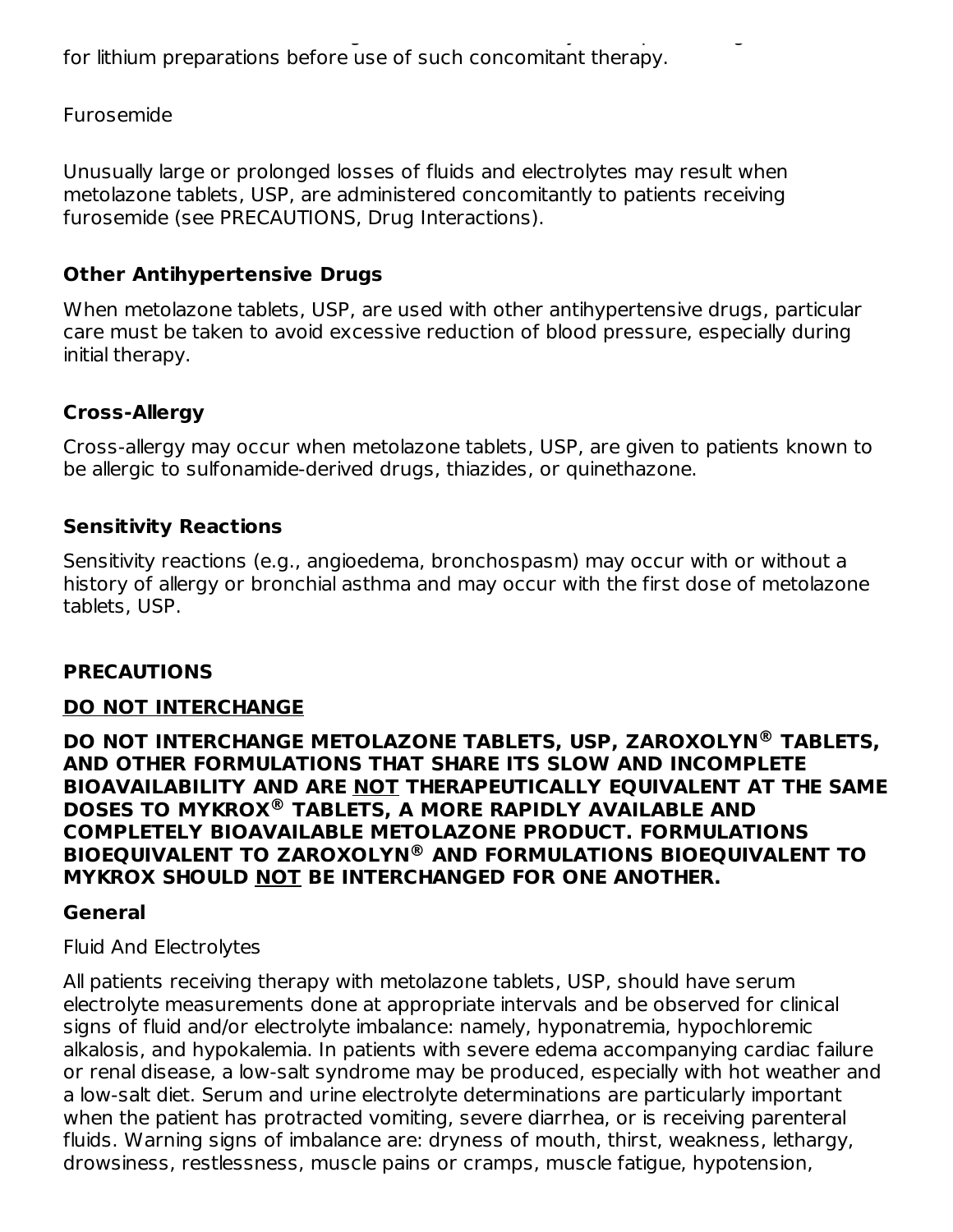for lithium preparations before use of such concomitant therapy.

Furosemide

Unusually large or prolonged losses of fluids and electrolytes may result when metolazone tablets, USP, are administered concomitantly to patients receiving furosemide (see PRECAUTIONS, Drug Interactions).

**Other Antihypertensive Drugs**

When metolazone tablets, USP, are used with other antihypertensive drugs, particular care must be taken to avoid excessive reduction of blood pressure, especially during initial therapy.

**Cross-Allergy**

Cross-allergy may occur when metolazone tablets, USP, are given to patients known to be allergic to sulfonamide-derived drugs, thiazides, or quinethazone.

**Sensitivity Reactions**

Sensitivity reactions (e.g., angioedema, bronchospasm) may occur with or without a history of allergy or bronchial asthma and may occur with the first dose of metolazone tablets, USP.

## PRECAUTIONS

**DO NOT INTERCHANGE**

**DO NOT INTERCHANGE METOLAZONE TABLETS, USP, ZAROXOLYN® TABLETS, AND OTHER FORMULATIONS THAT SHARE ITS SLOW AND INCOMPLETE BIOAVAILABILITY AND ARE NOT THERAPEUTICALLY EQUIVALENT AT THE SAME DOSES TO MYKROX® TABLETS, A MORE RAPIDLY AVAILABLE AND COMPLETELY BIOAVAILABLE METOLAZONE PRODUCT. FORMULATIONS BIOEQUIVALENT TO ZAROXOLYN® AND FORMULATIONS BIOEQUIVALENT TO MYKROX SHOULD NOT BE INTERCHANGED FOR ONE ANOTHER.**

**General**

Fluid And Electrolytes

All patients receiving therapy with metolazone tablets, USP, should have serum electrolyte measurements done at appropriate intervals and be observed for clinical signs of fluid and/or electrolyte imbalance: namely, hyponatremia, hypochloremic alkalosis, and hypokalemia. In patients with severe edema accompanying cardiac failure or renal disease, a low-salt syndrome may be produced, especially with hot weather and a low-salt diet. Serum and urine electrolyte determinations are particularly important when the patient has protracted vomiting, severe diarrhea, or is receiving parenteral fluids. Warning signs of imbalance are: dryness of mouth, thirst, weakness, lethargy, drowsiness, restlessness, muscle pains or cramps, muscle fatigue, hypotension,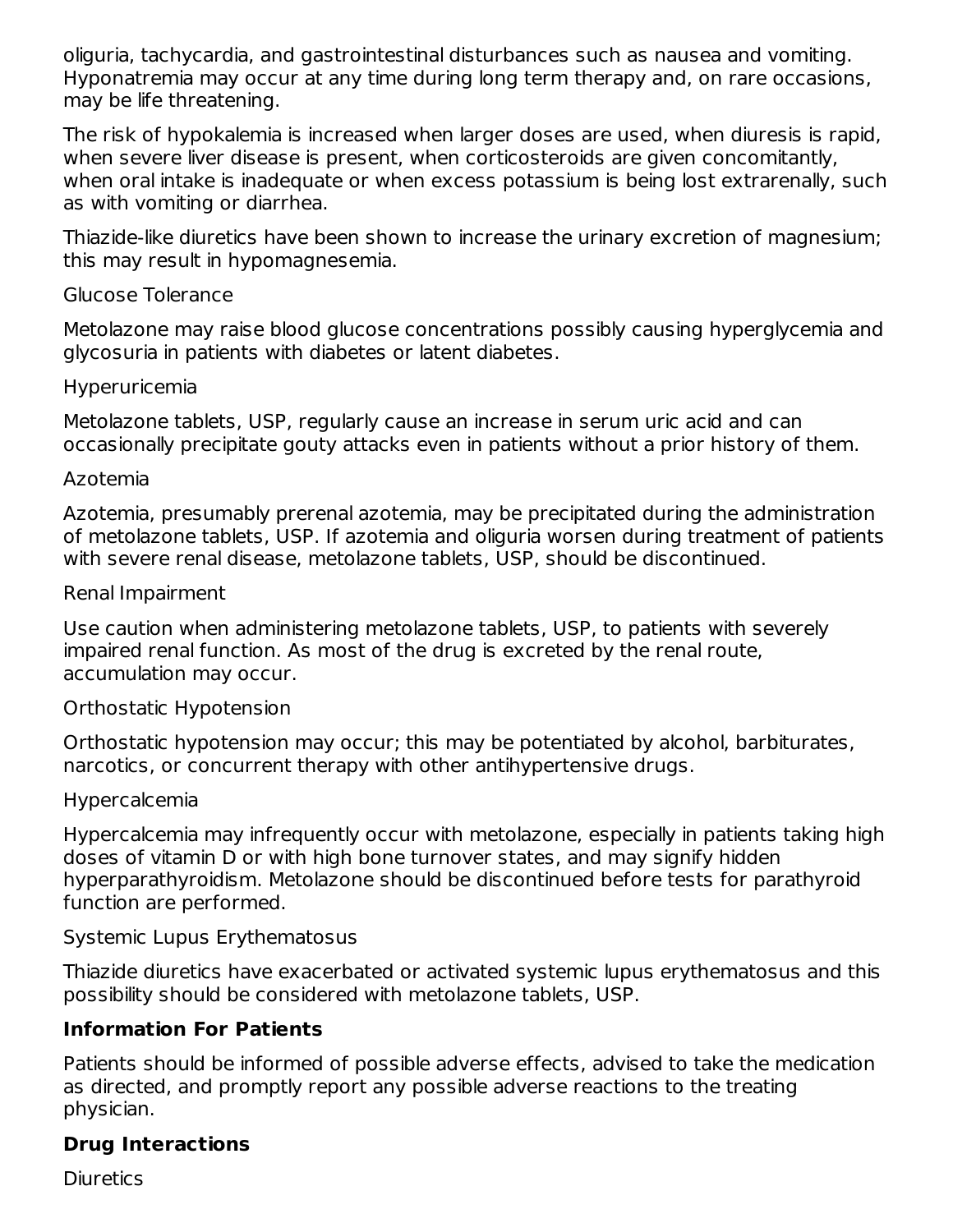oliguria, tachycardia, and gastrointestinal disturbances such as nausea and vomiting. Hyponatremia may occur at any time during long term therapy and, on rare occasions, may be life threatening.

The risk of hypokalemia is increased when larger doses are used, when diuresis is rapid, when severe liver disease is present, when corticosteroids are given concomitantly, when oral intake is inadequate or when excess potassium is being lost extrarenally, such as with vomiting or diarrhea.

Thiazide-like diuretics have been shown to increase the urinary excretion of magnesium; this may result in hypomagnesemia.

Glucose Tolerance

Metolazone may raise blood glucose concentrations possibly causing hyperglycemia and glycosuria in patients with diabetes or latent diabetes.

Hyperuricemia

Metolazone tablets, USP, regularly cause an increase in serum uric acid and can occasionally precipitate gouty attacks even in patients without a prior history of them.

Azotemia

Azotemia, presumably prerenal azotemia, may be precipitated during the administration of metolazone tablets, USP. If azotemia and oliguria worsen during treatment of patients with severe renal disease, metolazone tablets, USP, should be discontinued.

Renal Impairment

Use caution when administering metolazone tablets, USP, to patients with severely impaired renal function. As most of the drug is excreted by the renal route, accumulation may occur.

Orthostatic Hypotension

Orthostatic hypotension may occur; this may be potentiated by alcohol, barbiturates, narcotics, or concurrent therapy with other antihypertensive drugs.

Hypercalcemia

Hypercalcemia may infrequently occur with metolazone, especially in patients taking high doses of vitamin D or with high bone turnover states, and may signify hidden hyperparathyroidism. Metolazone should be discontinued before tests for parathyroid function are performed.

Systemic Lupus Erythematosus

Thiazide diuretics have exacerbated or activated systemic lupus erythematosus and this possibility should be considered with metolazone tablets, USP.

**Information For Patients**

Patients should be informed of possible adverse effects, advised to take the medication as directed, and promptly report any possible adverse reactions to the treating physician.

**Drug Interactions**

Diuretics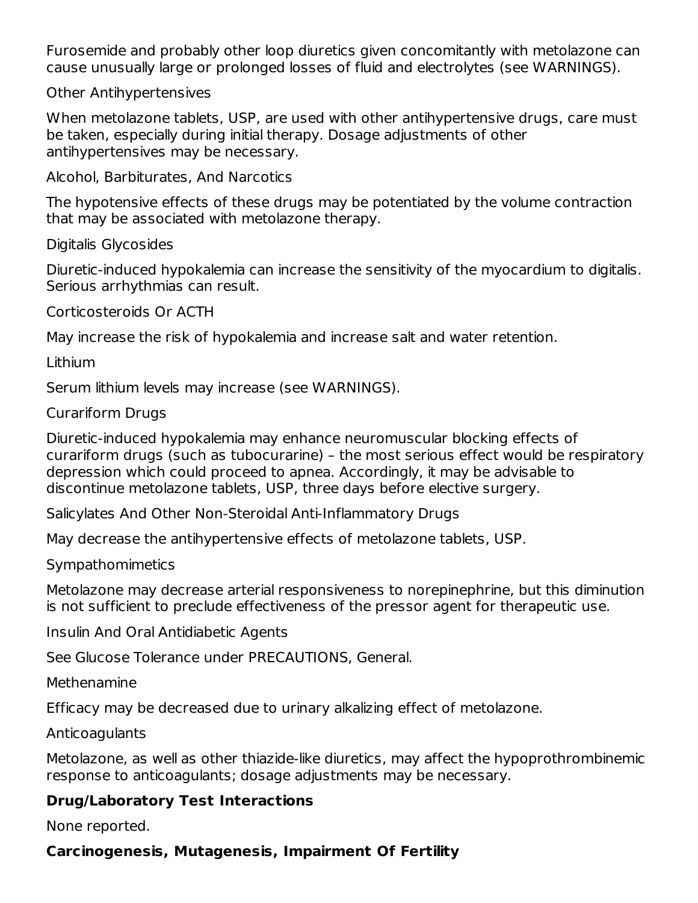Furosemide and probably other loop diuretics given concomitantly with metolazone can cause unusually large or prolonged losses of fluid and electrolytes (see WARNINGS).

Other Antihypertensives

When metolazone tablets, USP, are used with other antihypertensive drugs, care must be taken, especially during initial therapy. Dosage adjustments of other antihypertensives may be necessary.

Alcohol, Barbiturates, And Narcotics

The hypotensive effects of these drugs may be potentiated by the volume contraction that may be associated with metolazone therapy.

Digitalis Glycosides

Diuretic-induced hypokalemia can increase the sensitivity of the myocardium to digitalis. Serious arrhythmias can result.

Corticosteroids Or ACTH

May increase the risk of hypokalemia and increase salt and water retention.

Lithium

Serum lithium levels may increase (see WARNINGS).

Curariform Drugs

Diuretic-induced hypokalemia may enhance neuromuscular blocking effects of curariform drugs (such as tubocurarine) – the most serious effect would be respiratory depression which could proceed to apnea. Accordingly, it may be advisable to discontinue metolazone tablets, USP, three days before elective surgery.

Salicylates And Other Non-Steroidal Anti-Inflammatory Drugs

May decrease the antihypertensive effects of metolazone tablets, USP.

Sympathomimetics

Metolazone may decrease arterial responsiveness to norepinephrine, but this diminution is not sufficient to preclude effectiveness of the pressor agent for therapeutic use.

Insulin And Oral Antidiabetic Agents

See Glucose Tolerance under PRECAUTIONS, General.

Methenamine

Efficacy may be decreased due to urinary alkalizing effect of metolazone.

Anticoagulants

Metolazone, as well as other thiazide-like diuretics, may affect the hypoprothrombinemic response to anticoagulants; dosage adjustments may be necessary.

**Drug/Laboratory Test Interactions**

None reported.

**Carcinogenesis, Mutagenesis, Impairment Of Fertility**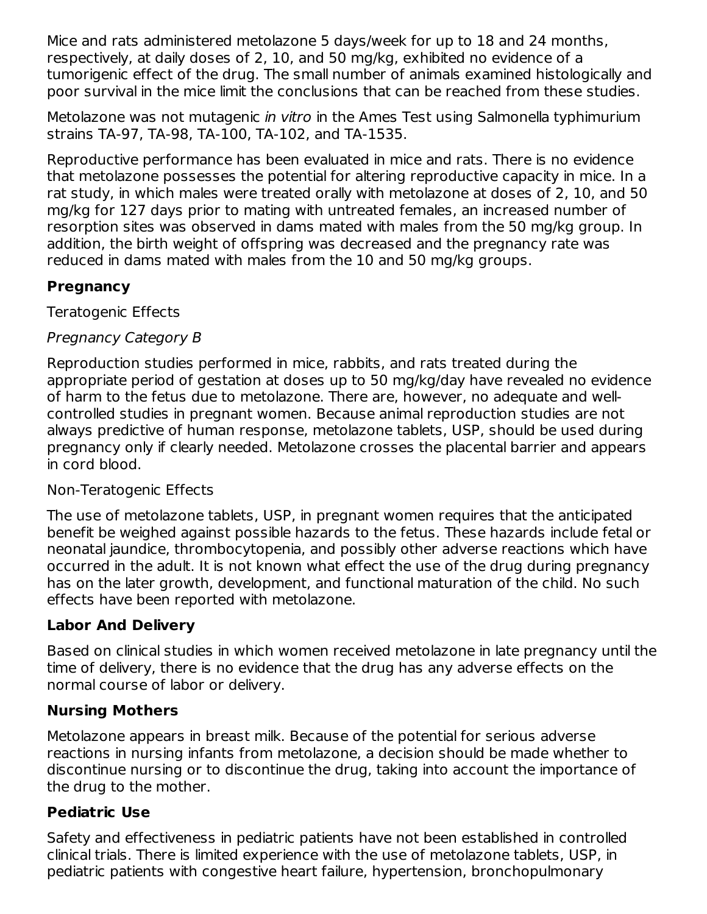Mice and rats administered metolazone 5 days/week for up to 18 and 24 months, respectively, at daily doses of 2, 10, and 50 mg/kg, exhibited no evidence of a tumorigenic effect of the drug. The small number of animals examined histologically and poor survival in the mice limit the conclusions that can be reached from these studies.

Metolazone was not mutagenic *in vitro* in the Ames Test using Salmonella typhimurium strains TA-97, TA-98, TA-100, TA-102, and TA-1535.

Reproductive performance has been evaluated in mice and rats. There is no evidence that metolazone possesses the potential for altering reproductive capacity in mice. In a rat study, in which males were treated orally with metolazone at doses of 2, 10, and 50 mg/kg for 127 days prior to mating with untreated females, an increased number of resorption sites was observed in dams mated with males from the 50 mg/kg group. In addition, the birth weight of offspring was decreased and the pregnancy rate was reduced in dams mated with males from the 10 and 50 mg/kg groups.

## Pregnancy

Teratogenic Effects

*Pregnancy Category B*

Reproduction studies performed in mice, rabbits, and rats treated during the appropriate period of gestation at doses up to 50 mg/kg/day have revealed no evidence of harm to the fetus due to metolazone. There are, however, no adequate and well-controlled studies in pregnant women. Because animal reproduction studies are not always predictive of human response, metolazone tablets, USP, should be used during pregnancy only if clearly needed. Metolazone crosses the placental barrier and appears in cord blood.

Non-Teratogenic Effects

The use of metolazone tablets, USP, in pregnant women requires that the anticipated benefit be weighed against possible hazards to the fetus. These hazards include fetal or neonatal jaundice, thrombocytopenia, and possibly other adverse reactions which have occurred in the adult. It is not known what effect the use of the drug during pregnancy has on the later growth, development, and functional maturation of the child. No such effects have been reported with metolazone.

## Labor And Delivery

Based on clinical studies in which women received metolazone in late pregnancy until the time of delivery, there is no evidence that the drug has any adverse effects on the normal course of labor or delivery.

## Nursing Mothers

Metolazone appears in breast milk. Because of the potential for serious adverse reactions in nursing infants from metolazone, a decision should be made whether to discontinue nursing or to discontinue the drug, taking into account the importance of the drug to the mother.

## Pediatric Use

Safety and effectiveness in pediatric patients have not been established in controlled clinical trials. There is limited experience with the use of metolazone tablets, USP, in pediatric patients with congestive heart failure, hypertension, bronchopulmonary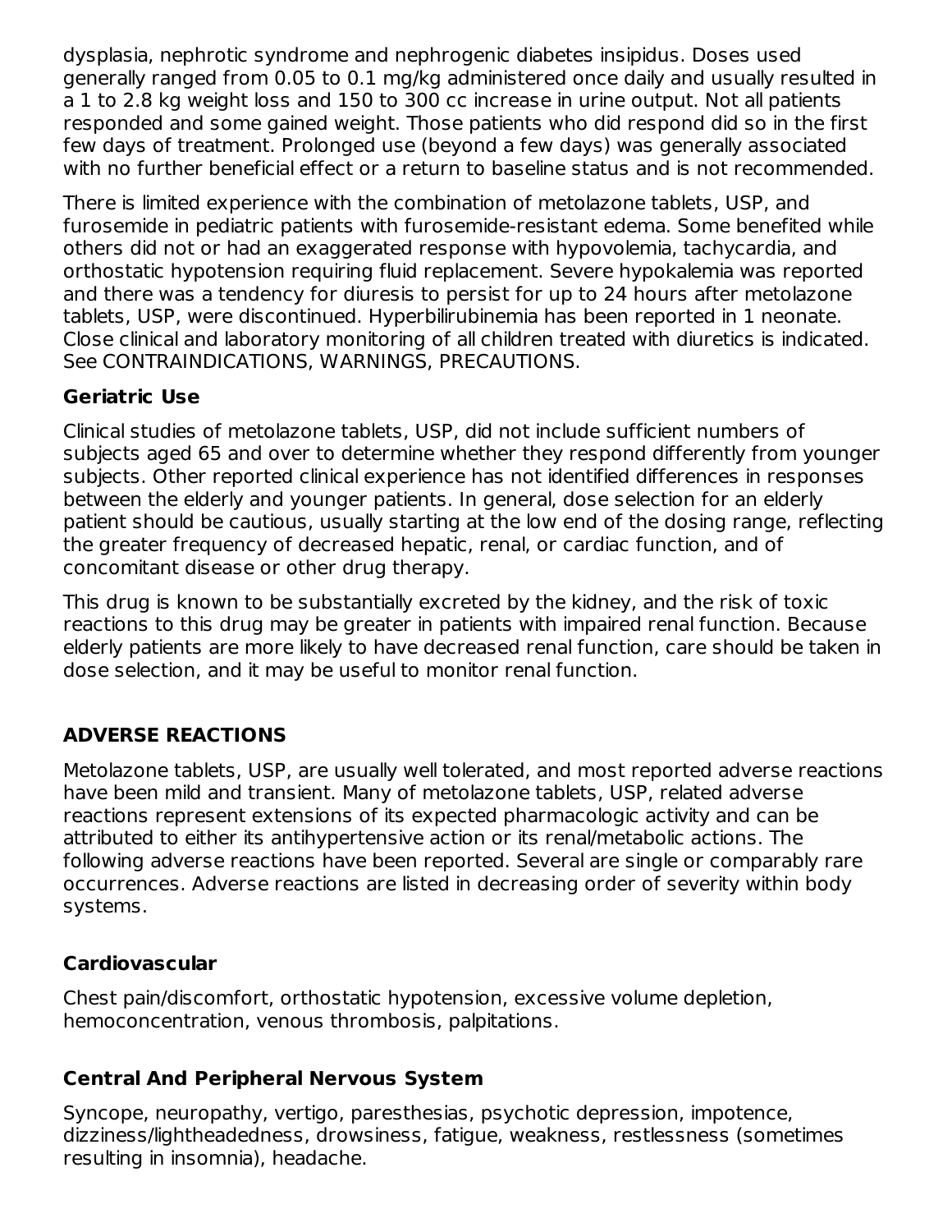dysplasia, nephrotic syndrome and nephrogenic diabetes insipidus. Doses used generally ranged from 0.05 to 0.1 mg/kg administered once daily and usually resulted in a 1 to 2.8 kg weight loss and 150 to 300 cc increase in urine output. Not all patients responded and some gained weight. Those patients who did respond did so in the first few days of treatment. Prolonged use (beyond a few days) was generally associated with no further beneficial effect or a return to baseline status and is not recommended.

There is limited experience with the combination of metolazone tablets, USP, and furosemide in pediatric patients with furosemide-resistant edema. Some benefited while others did not or had an exaggerated response with hypovolemia, tachycardia, and orthostatic hypotension requiring fluid replacement. Severe hypokalemia was reported and there was a tendency for diuresis to persist for up to 24 hours after metolazone tablets, USP, were discontinued. Hyperbilirubinemia has been reported in 1 neonate. Close clinical and laboratory monitoring of all children treated with diuretics is indicated. See CONTRAINDICATIONS, WARNINGS, PRECAUTIONS.

### Geriatric Use

Clinical studies of metolazone tablets, USP, did not include sufficient numbers of subjects aged 65 and over to determine whether they respond differently from younger subjects. Other reported clinical experience has not identified differences in responses between the elderly and younger patients. In general, dose selection for an elderly patient should be cautious, usually starting at the low end of the dosing range, reflecting the greater frequency of decreased hepatic, renal, or cardiac function, and of concomitant disease or other drug therapy.

This drug is known to be substantially excreted by the kidney, and the risk of toxic reactions to this drug may be greater in patients with impaired renal function. Because elderly patients are more likely to have decreased renal function, care should be taken in dose selection, and it may be useful to monitor renal function.

## ADVERSE REACTIONS

Metolazone tablets, USP, are usually well tolerated, and most reported adverse reactions have been mild and transient. Many of metolazone tablets, USP, related adverse reactions represent extensions of its expected pharmacologic activity and can be attributed to either its antihypertensive action or its renal/metabolic actions. The following adverse reactions have been reported. Several are single or comparably rare occurrences. Adverse reactions are listed in decreasing order of severity within body systems.

### Cardiovascular

Chest pain/discomfort, orthostatic hypotension, excessive volume depletion, hemoconcentration, venous thrombosis, palpitations.

### Central And Peripheral Nervous System

Syncope, neuropathy, vertigo, paresthesias, psychotic depression, impotence, dizziness/lightheadedness, drowsiness, fatigue, weakness, restlessness (sometimes resulting in insomnia), headache.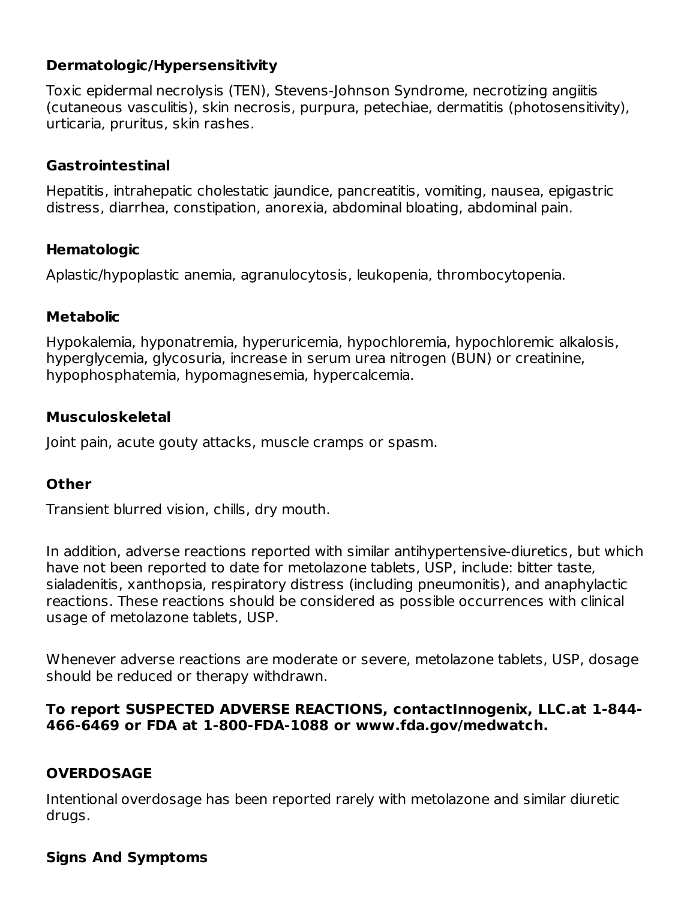### Dermatologic/Hypersensitivity

Toxic epidermal necrolysis (TEN), Stevens-Johnson Syndrome, necrotizing angiitis (cutaneous vasculitis), skin necrosis, purpura, petechiae, dermatitis (photosensitivity), urticaria, pruritus, skin rashes.

### Gastrointestinal

Hepatitis, intrahepatic cholestatic jaundice, pancreatitis, vomiting, nausea, epigastric distress, diarrhea, constipation, anorexia, abdominal bloating, abdominal pain.

### Hematologic

Aplastic/hypoplastic anemia, agranulocytosis, leukopenia, thrombocytopenia.

### Metabolic

Hypokalemia, hyponatremia, hyperuricemia, hypochloremia, hypochloremic alkalosis, hyperglycemia, glycosuria, increase in serum urea nitrogen (BUN) or creatinine, hypophosphatemia, hypomagnesemia, hypercalcemia.

### Musculoskeletal

Joint pain, acute gouty attacks, muscle cramps or spasm.

### Other

Transient blurred vision, chills, dry mouth.

In addition, adverse reactions reported with similar antihypertensive-diuretics, but which have not been reported to date for metolazone tablets, USP, include: bitter taste, sialadenitis, xanthopsia, respiratory distress (including pneumonitis), and anaphylactic reactions. These reactions should be considered as possible occurrences with clinical usage of metolazone tablets, USP.

Whenever adverse reactions are moderate or severe, metolazone tablets, USP, dosage should be reduced or therapy withdrawn.

**To report SUSPECTED ADVERSE REACTIONS, contactInnogenix, LLC.at 1-844-466-6469 or FDA at 1-800-FDA-1088 or www.fda.gov/medwatch.**

## OVERDOSAGE

Intentional overdosage has been reported rarely with metolazone and similar diuretic drugs.

### Signs And Symptoms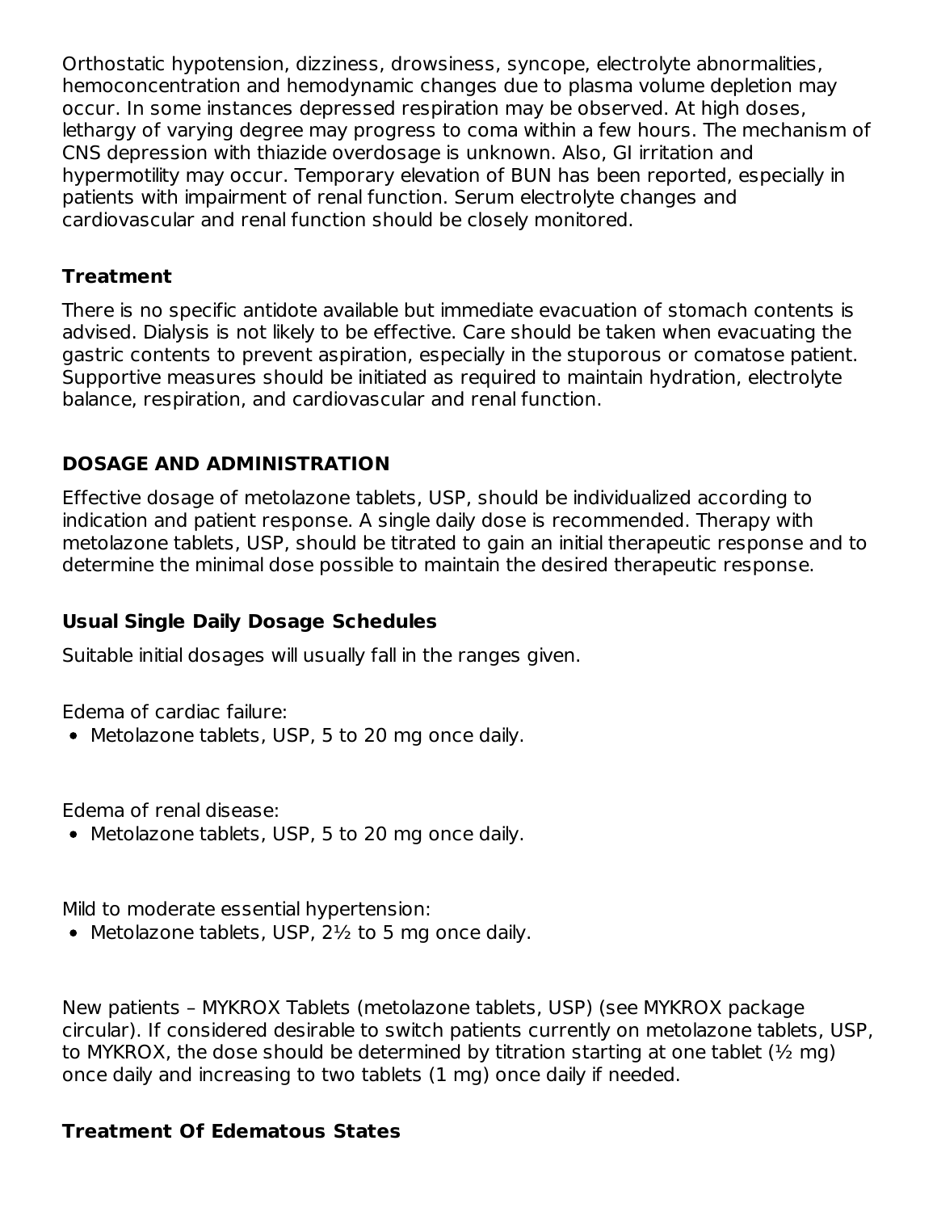Orthostatic hypotension, dizziness, drowsiness, syncope, electrolyte abnormalities, hemoconcentration and hemodynamic changes due to plasma volume depletion may occur. In some instances depressed respiration may be observed. At high doses, lethargy of varying degree may progress to coma within a few hours. The mechanism of CNS depression with thiazide overdosage is unknown. Also, GI irritation and hypermotility may occur. Temporary elevation of BUN has been reported, especially in patients with impairment of renal function. Serum electrolyte changes and cardiovascular and renal function should be closely monitored.

### Treatment

There is no specific antidote available but immediate evacuation of stomach contents is advised. Dialysis is not likely to be effective. Care should be taken when evacuating the gastric contents to prevent aspiration, especially in the stuporous or comatose patient. Supportive measures should be initiated as required to maintain hydration, electrolyte balance, respiration, and cardiovascular and renal function.

## DOSAGE AND ADMINISTRATION

Effective dosage of metolazone tablets, USP, should be individualized according to indication and patient response. A single daily dose is recommended. Therapy with metolazone tablets, USP, should be titrated to gain an initial therapeutic response and to determine the minimal dose possible to maintain the desired therapeutic response.

### Usual Single Daily Dosage Schedules

Suitable initial dosages will usually fall in the ranges given.

Edema of cardiac failure:

- Metolazone tablets, USP, 5 to 20 mg once daily.

Edema of renal disease:

- Metolazone tablets, USP, 5 to 20 mg once daily.

Mild to moderate essential hypertension:

- Metolazone tablets, USP, 2½ to 5 mg once daily.

New patients – MYKROX Tablets (metolazone tablets, USP) (see MYKROX package circular). If considered desirable to switch patients currently on metolazone tablets, USP, to MYKROX, the dose should be determined by titration starting at one tablet (½ mg) once daily and increasing to two tablets (1 mg) once daily if needed.

### Treatment Of Edematous States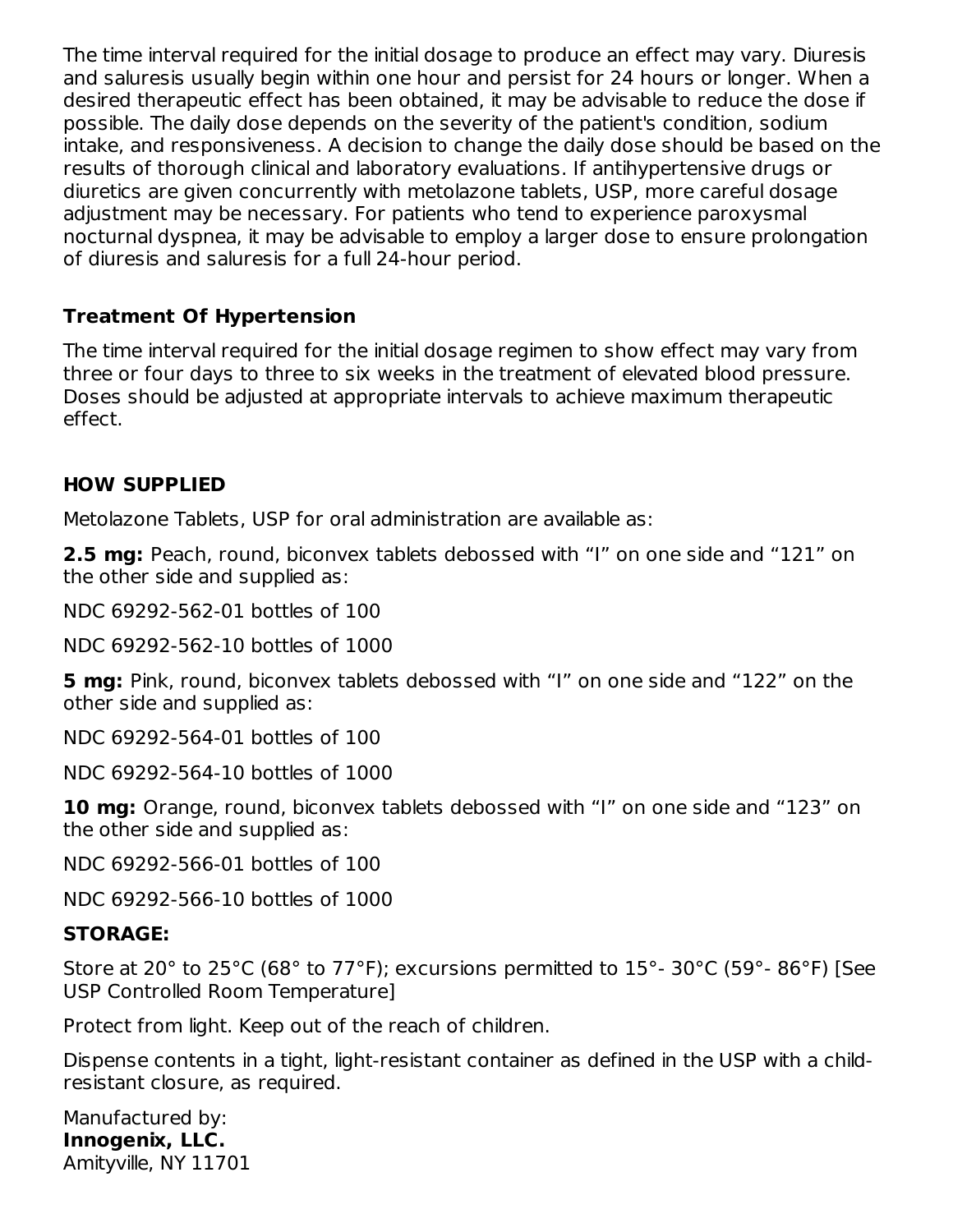The time interval required for the initial dosage to produce an effect may vary. Diuresis and saluresis usually begin within one hour and persist for 24 hours or longer. When a desired therapeutic effect has been obtained, it may be advisable to reduce the dose if possible. The daily dose depends on the severity of the patient's condition, sodium intake, and responsiveness. A decision to change the daily dose should be based on the results of thorough clinical and laboratory evaluations. If antihypertensive drugs or diuretics are given concurrently with metolazone tablets, USP, more careful dosage adjustment may be necessary. For patients who tend to experience paroxysmal nocturnal dyspnea, it may be advisable to employ a larger dose to ensure prolongation of diuresis and saluresis for a full 24-hour period.

### Treatment Of Hypertension

The time interval required for the initial dosage regimen to show effect may vary from three or four days to three to six weeks in the treatment of elevated blood pressure. Doses should be adjusted at appropriate intervals to achieve maximum therapeutic effect.

## HOW SUPPLIED

Metolazone Tablets, USP for oral administration are available as:

**2.5 mg:** Peach, round, biconvex tablets debossed with “I” on one side and “121” on the other side and supplied as:

NDC 69292-562-01 bottles of 100

NDC 69292-562-10 bottles of 1000

**5 mg:** Pink, round, biconvex tablets debossed with “I” on one side and “122” on the other side and supplied as:

NDC 69292-564-01 bottles of 100

NDC 69292-564-10 bottles of 1000

**10 mg:** Orange, round, biconvex tablets debossed with “I” on one side and “123” on the other side and supplied as:

NDC 69292-566-01 bottles of 100

NDC 69292-566-10 bottles of 1000

### STORAGE:

Store at 20° to 25°C (68° to 77°F); excursions permitted to 15°- 30°C (59°- 86°F) [See USP Controlled Room Temperature]

Protect from light. Keep out of the reach of children.

Dispense contents in a tight, light-resistant container as defined in the USP with a child-resistant closure, as required.

Manufactured by:
**Innogenix, LLC.**
Amityville, NY 11701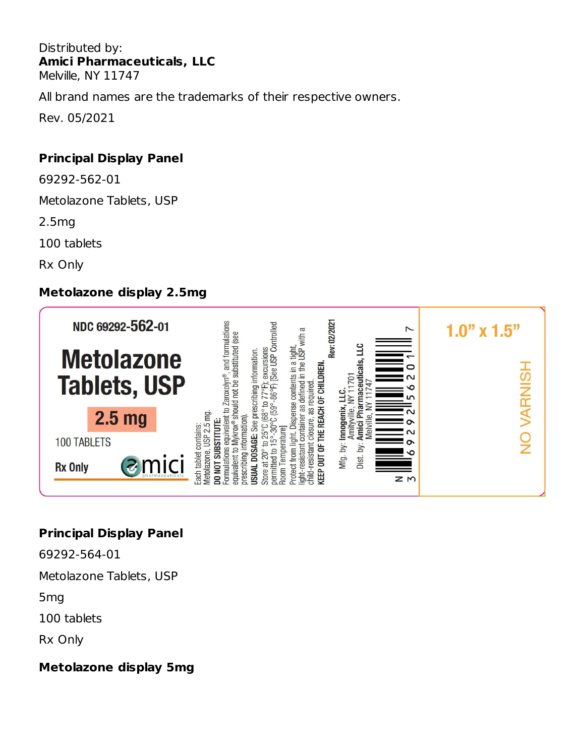Distributed by:
**Amici Pharmaceuticals, LLC**
Melville, NY 11747

All brand names are the trademarks of their respective owners.

Rev. 05/2021

**Principal Display Panel**

69292-562-01

Metolazone Tablets, USP

2.5mg

100 tablets

Rx Only

**Metolazone display 2.5mg**

NDC 69292-562-01

Metolazone Tablets, USP

2.5 mg

100 TABLETS

Rx Only

amici pharmaceuticals

Each tablet contains:
Metolazone, USP 2.5 mg.

**DO NOT SUBSTITUTE:**
Formulations equivalent to Zaroxolyn®, and formulations equivalent to Mykrox® should not be substituted (see prescribing information).

**USUAL DOSAGE:** See prescribing information.

Store at 20° to 25°C (68° to 77°F); excursions permitted to 15°-30°C (59°-86°F) [See USP Controlled Room Temperature]

Protect from light. Dispense contents in a tight, light-resistant container as defined in the USP with a child-resistant closure, as required.

**KEEP OUT OF THE REACH OF CHILDREN.**

**Rev: 02/2021**

Mfg. by: **Innogenix, LLC.**
Amityville, NY 11701

Dist. by: **Amici Pharmaceuticals, LLC**
Melville, NY 11747

N 3 69292 56201 7

1.0" x 1.5"

NO VARNISH

**Principal Display Panel**

69292-564-01

Metolazone Tablets, USP

5mg

100 tablets

Rx Only

**Metolazone display 5mg**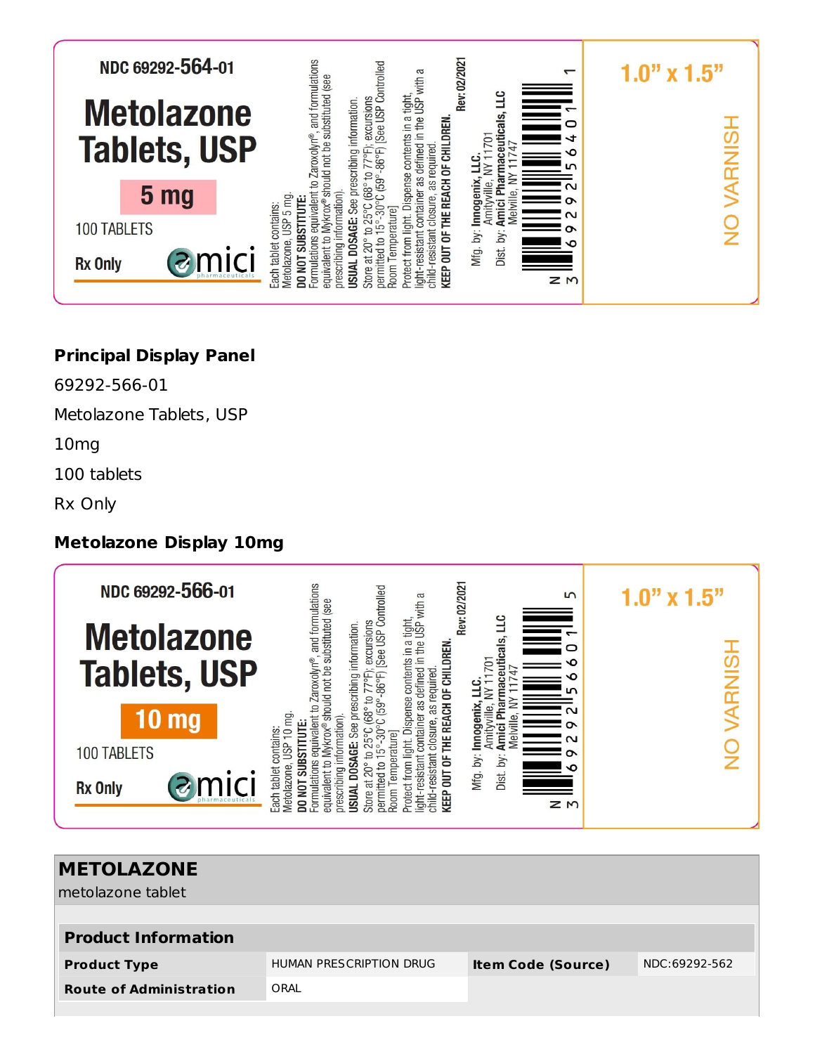NDC 69292-564-01

**Metolazone Tablets, USP**

**5 mg**

100 TABLETS

Rx Only

amici pharmaceuticals

Each tablet contains: Metolazone, USP 5 mg.

**DO NOT SUBSTITUTE:** Formulations equivalent to Zaroxolyn®, and formulations equivalent to Mykrox® should not be substituted (see prescribing information).

**USUAL DOSAGE:** See prescribing information.

Store at 20° to 25°C (68° to 77°F); excursions permitted to 15°-30°C (59°-86°F) [See USP Controlled Room Temperature]

Protect from light. Dispense contents in a tight, light-resistant container as defined in the USP with a child-resistant closure, as required.

**KEEP OUT OF THE REACH OF CHILDREN.**

Rev: 02/2021

Mfg. by: **Innogenix, LLC.** Amityville, NY 11701

Dist. by: **Amici Pharmaceuticals, LLC** Melville, NY 11747

N 3 69292 56401 1

1.0" x 1.5"

NO VARNISH

**Principal Display Panel**

69292-566-01

Metolazone Tablets, USP

10mg

100 tablets

Rx Only

**Metolazone Display 10mg**

NDC 69292-566-01

**Metolazone Tablets, USP**

**10 mg**

100 TABLETS

Rx Only

amici pharmaceuticals

Each tablet contains: Metolazone, USP 10 mg.

**DO NOT SUBSTITUTE:** Formulations equivalent to Zaroxolyn®, and formulations equivalent to Mykrox® should not be substituted (see prescribing information).

**USUAL DOSAGE:** See prescribing information.

Store at 20° to 25°C (68° to 77°F); excursions permitted to 15°-30°C (59°-86°F) [See USP Controlled Room Temperature]

Protect from light. Dispense contents in a tight, light-resistant container as defined in the USP with a child-resistant closure, as required.

**KEEP OUT OF THE REACH OF CHILDREN.**

Rev: 02/2021

Mfg. by: **Innogenix, LLC.** Amityville, NY 11701

Dist. by: **Amici Pharmaceuticals, LLC** Melville, NY 11747

N 3 69292 56601 5

1.0" x 1.5"

NO VARNISH

## METOLAZONE

metolazone tablet

| **Product Information** | | | |
|---|---|---|---|
| **Product Type** | HUMAN PRESCRIPTION DRUG | **Item Code (Source)** | NDC:69292-562 |
| **Route of Administration** | ORAL | | |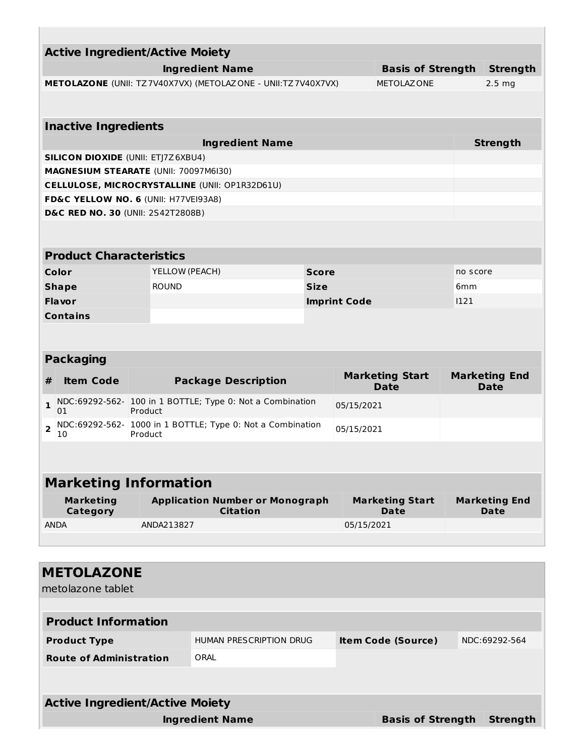| Active Ingredient/Active Moiety | | |
|---|---|---|
| **Ingredient Name** | **Basis of Strength** | **Strength** |
| **METOLAZONE** (UNII: TZ7V40X7VX) (METOLAZONE - UNII:TZ7V40X7VX) | METOLAZONE | 2.5 mg |

| Inactive Ingredients | |
|---|---|
| **Ingredient Name** | **Strength** |
| **SILICON DIOXIDE** (UNII: ETJ7Z6XBU4) | |
| **MAGNESIUM STEARATE** (UNII: 70097M6I30) | |
| **CELLULOSE, MICROCRYSTALLINE** (UNII: OP1R32D61U) | |
| **FD&C YELLOW NO. 6** (UNII: H77VEI93A8) | |
| **D&C RED NO. 30** (UNII: 2S42T2808B) | |

| Product Characteristics | | | |
|---|---|---|---|
| **Color** | YELLOW (PEACH) | **Score** | no score |
| **Shape** | ROUND | **Size** | 6mm |
| **Flavor** | | **Imprint Code** | I121 |
| **Contains** | | | |

| Packaging | | | | |
|---|---|---|---|---|
| **#** | **Item Code** | **Package Description** | **Marketing Start Date** | **Marketing End Date** |
| **1** | NDC:69292-562-01 | 100 in 1 BOTTLE; Type 0: Not a Combination Product | 05/15/2021 | |
| **2** | NDC:69292-562-10 | 1000 in 1 BOTTLE; Type 0: Not a Combination Product | 05/15/2021 | |

| Marketing Information | | | |
|---|---|---|---|
| **Marketing Category** | **Application Number or Monograph Citation** | **Marketing Start Date** | **Marketing End Date** |
| ANDA | ANDA213827 | 05/15/2021 | |

## METOLAZONE

metolazone tablet

| Product Information | | | |
|---|---|---|---|
| **Product Type** | HUMAN PRESCRIPTION DRUG | **Item Code (Source)** | NDC:69292-564 |
| **Route of Administration** | ORAL | | |

| Active Ingredient/Active Moiety | | |
|---|---|---|
| **Ingredient Name** | **Basis of Strength** | **Strength** |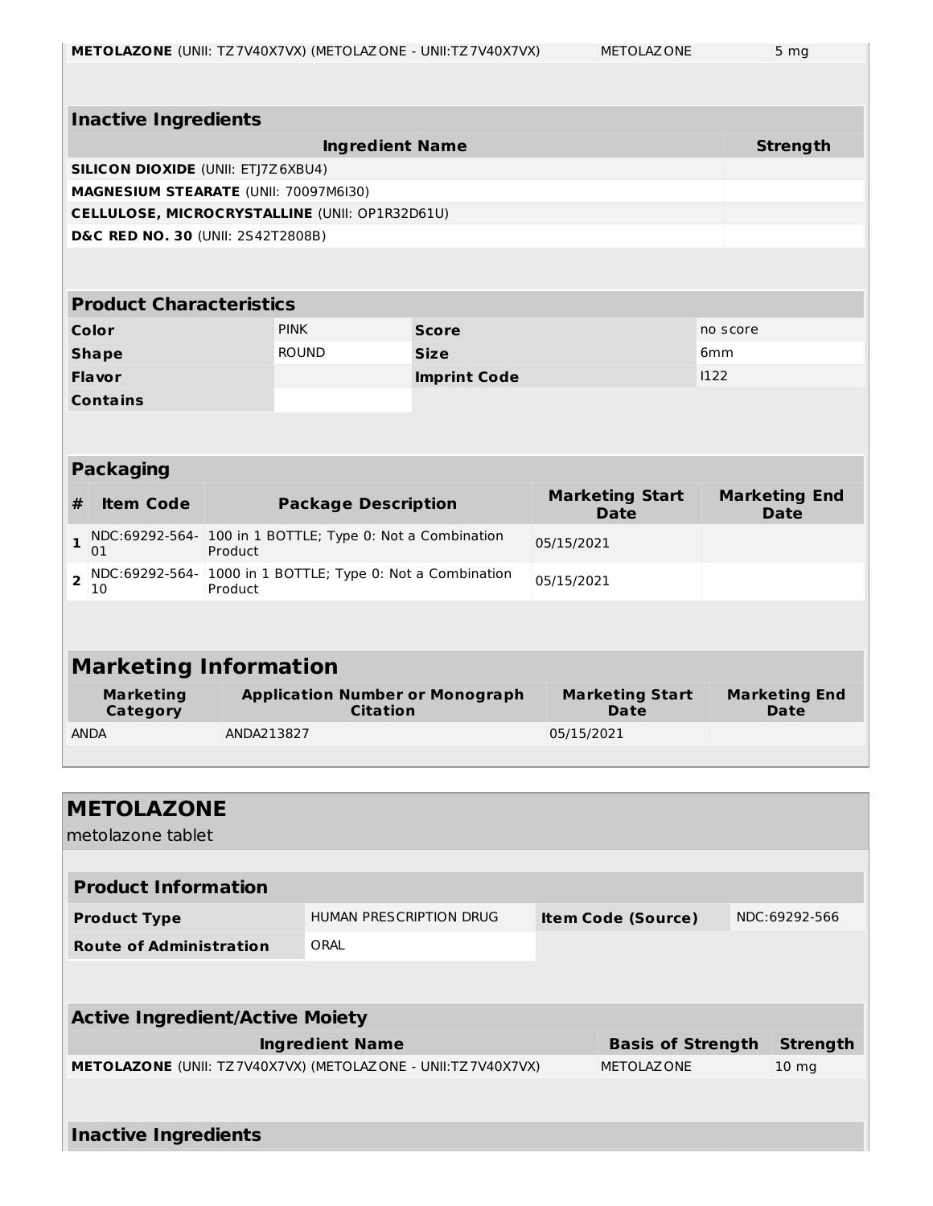| METOLAZONE (UNII: TZ7V40X7VX) (METOLAZONE - UNII:TZ7V40X7VX) | METOLAZONE | 5 mg |
| --- | --- | --- |

### Inactive Ingredients

| Ingredient Name | Strength |
| --- | --- |
| **SILICON DIOXIDE** (UNII: ETJ7Z6XBU4) | |
| **MAGNESIUM STEARATE** (UNII: 70097M6I30) | |
| **CELLULOSE, MICROCRYSTALLINE** (UNII: OP1R32D61U) | |
| **D&C RED NO. 30** (UNII: 2S42T2808B) | |

### Product Characteristics

| | | | |
| --- | --- | --- | --- |
| **Color** | PINK | **Score** | no score |
| **Shape** | ROUND | **Size** | 6mm |
| **Flavor** | | **Imprint Code** | I122 |
| **Contains** | | | |

### Packaging

| # | Item Code | Package Description | Marketing Start Date | Marketing End Date |
| --- | --- | --- | --- | --- |
| 1 | NDC:69292-564-01 | 100 in 1 BOTTLE; Type 0: Not a Combination Product | 05/15/2021 | |
| 2 | NDC:69292-564-10 | 1000 in 1 BOTTLE; Type 0: Not a Combination Product | 05/15/2021 | |

### Marketing Information

| Marketing Category | Application Number or Monograph Citation | Marketing Start Date | Marketing End Date |
| --- | --- | --- | --- |
| ANDA | ANDA213827 | 05/15/2021 | |

## METOLAZONE

metolazone tablet

### Product Information

| | | | |
| --- | --- | --- | --- |
| **Product Type** | HUMAN PRESCRIPTION DRUG | **Item Code (Source)** | NDC:69292-566 |
| **Route of Administration** | ORAL | | |

### Active Ingredient/Active Moiety

| Ingredient Name | Basis of Strength | Strength |
| --- | --- | --- |
| **METOLAZONE** (UNII: TZ7V40X7VX) (METOLAZONE - UNII:TZ7V40X7VX) | METOLAZONE | 10 mg |

### Inactive Ingredients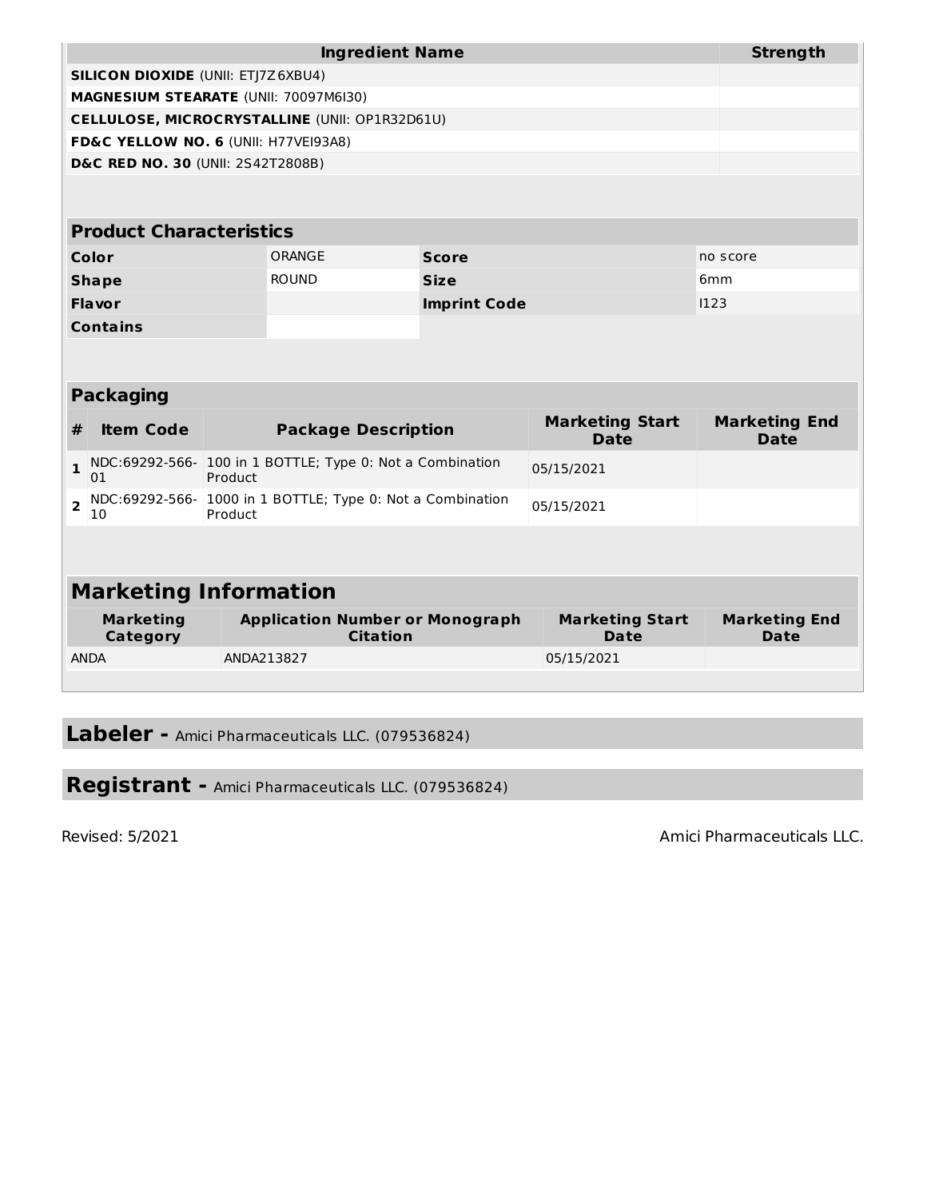| Ingredient Name | Strength |
| --- | --- |
| **SILICON DIOXIDE** (UNII: ETJ7Z6XBU4) | |
| **MAGNESIUM STEARATE** (UNII: 70097M6I30) | |
| **CELLULOSE, MICROCRYSTALLINE** (UNII: OP1R32D61U) | |
| **FD&C YELLOW NO. 6** (UNII: H77VEI93A8) | |
| **D&C RED NO. 30** (UNII: 2S42T2808B) | |

| Product Characteristics | | | |
| --- | --- | --- | --- |
| **Color** | ORANGE | **Score** | no score |
| **Shape** | ROUND | **Size** | 6mm |
| **Flavor** | | **Imprint Code** | I123 |
| **Contains** | | | |

## Packaging

| # | Item Code | Package Description | Marketing Start Date | Marketing End Date |
| --- | --- | --- | --- | --- |
| 1 | NDC:69292-566-01 | 100 in 1 BOTTLE; Type 0: Not a Combination Product | 05/15/2021 | |
| 2 | NDC:69292-566-10 | 1000 in 1 BOTTLE; Type 0: Not a Combination Product | 05/15/2021 | |

## Marketing Information

| Marketing Category | Application Number or Monograph Citation | Marketing Start Date | Marketing End Date |
| --- | --- | --- | --- |
| ANDA | ANDA213827 | 05/15/2021 | |

## Labeler - Amici Pharmaceuticals LLC. (079536824)

## Registrant - Amici Pharmaceuticals LLC. (079536824)

Revised: 5/2021

Amici Pharmaceuticals LLC.